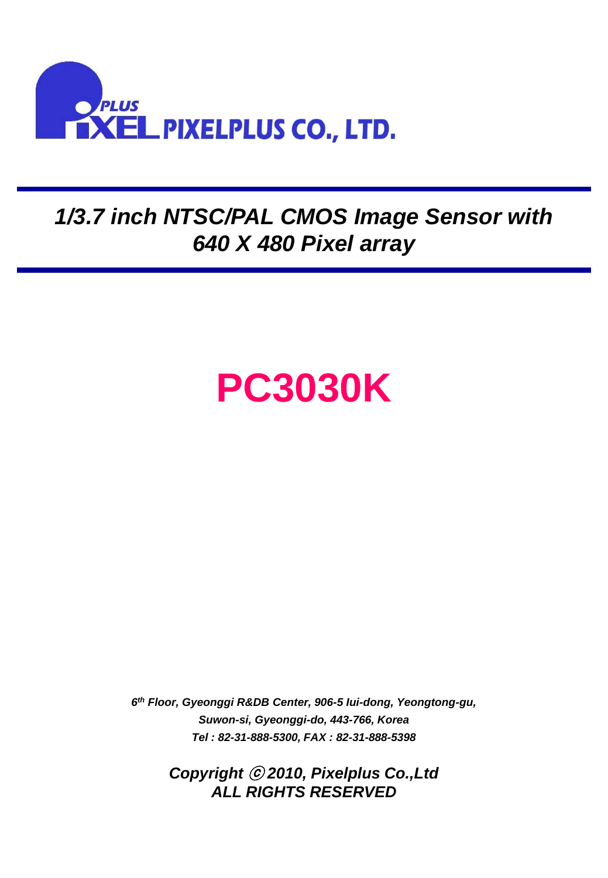PLUS PIXEL PIXELPLUS CO., LTD.

# *1/3.7 inch NTSC/PAL CMOS Image Sensor with 640 X 480 Pixel array*

# PC3030K

***6th Floor, Gyeonggi R&DB Center, 906-5 Iui-dong, Yeongtong-gu,***
***Suwon-si, Gyeonggi-do, 443-766, Korea***
***Tel : 82-31-888-5300, FAX : 82-31-888-5398***

***Copyright ⓒ 2010, Pixelplus Co.,Ltd***
***ALL RIGHTS RESERVED***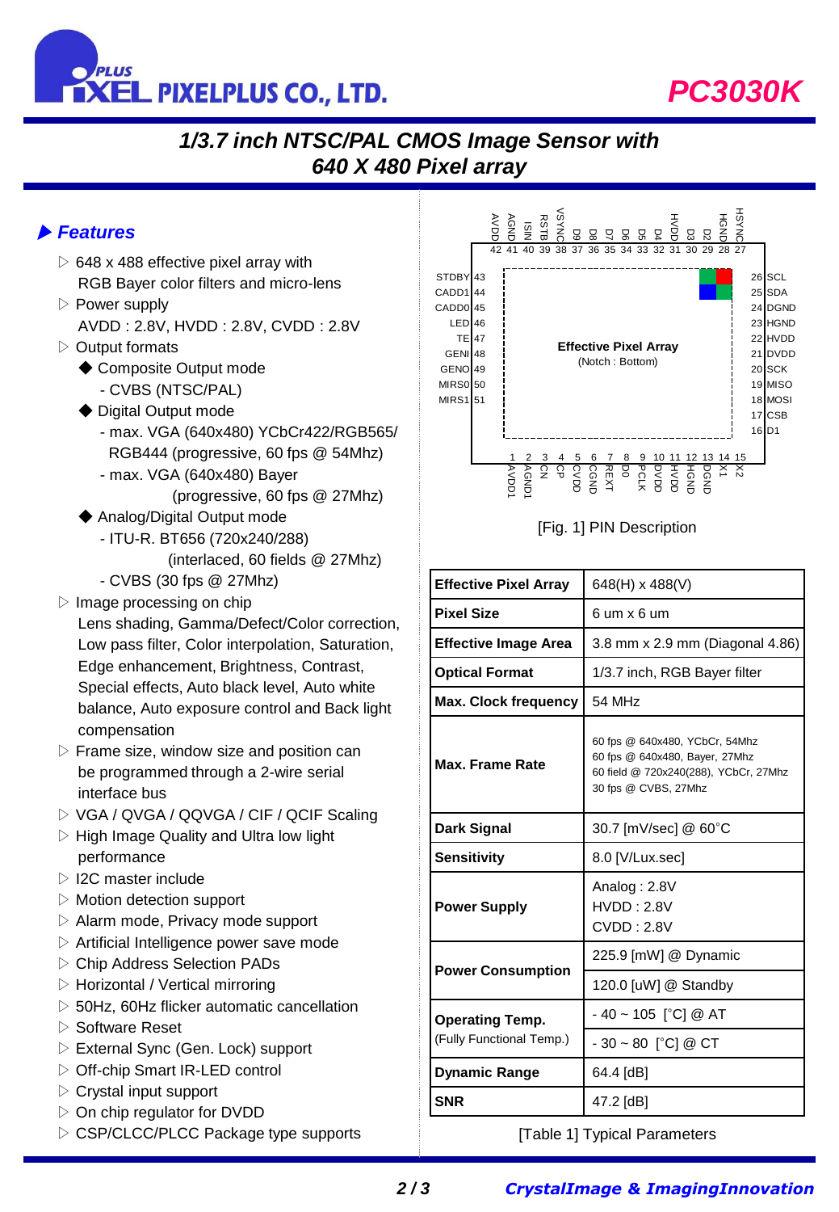# PC3030K

## 1/3.7 inch NTSC/PAL CMOS Image Sensor with 640 X 480 Pixel array

### ▶ Features

- ▷ 648 x 488 effective pixel array with RGB Bayer color filters and micro-lens
- ▷ Power supply
  AVDD : 2.8V, HVDD : 2.8V, CVDD : 2.8V
- ▷ Output formats
  - ◆ Composite Output mode
    - CVBS (NTSC/PAL)
  - ◆ Digital Output mode
    - max. VGA (640x480) YCbCr422/RGB565/ RGB444 (progressive, 60 fps @ 54Mhz)
    - max. VGA (640x480) Bayer (progressive, 60 fps @ 27Mhz)
  - ◆ Analog/Digital Output mode
    - ITU-R. BT656 (720x240/288) (interlaced, 60 fields @ 27Mhz)
    - CVBS (30 fps @ 27Mhz)
- ▷ Image processing on chip
  Lens shading, Gamma/Defect/Color correction, Low pass filter, Color interpolation, Saturation, Edge enhancement, Brightness, Contrast, Special effects, Auto black level, Auto white balance, Auto exposure control and Back light compensation
- ▷ Frame size, window size and position can be programmed through a 2-wire serial interface bus
- ▷ VGA / QVGA / QQVGA / CIF / QCIF Scaling
- ▷ High Image Quality and Ultra low light performance
- ▷ I2C master include
- ▷ Motion detection support
- ▷ Alarm mode, Privacy mode support
- ▷ Artificial Intelligence power save mode
- ▷ Chip Address Selection PADs
- ▷ Horizontal / Vertical mirroring
- ▷ 50Hz, 60Hz flicker automatic cancellation
- ▷ Software Reset
- ▷ External Sync (Gen. Lock) support
- ▷ Off-chip Smart IR-LED control
- ▷ Crystal input support
- ▷ On chip regulator for DVDD
- ▷ CSP/CLCC/PLCC Package type supports

Top pins (42 → 27): 42 AVDD, 41 AGND, 40 ISIN, 39 RSTB, 38 VSYNC, 37 D9, 36 D8, 35 D7, 34 D6, 33 D5, 32 D4, 31 HVDD, 30 D3, 29 D2, 28 HGND, 27 HSYNC

Left pins: 43 STDBY, 44 CADD1, 45 CADD0, 46 LED, 47 TE, 48 GENI, 49 GENO, 50 MIRS0, 51 MIRS1

Right pins: 26 SCL, 25 SDA, 24 DGND, 23 HGND, 22 HVDD, 21 DVDD, 20 SCK, 19 MISO, 18 MOSI, 17 CSB, 16 D1

Bottom pins (1 → 15): 1 AVDD1, 2 AGND1, 3 CN, 4 CP, 5 CVDD, 6 CGND, 7 REXT, 8 D0, 9 PCLK, 10 DVDD, 11 HVDD, 12 HGND, 13 DGND, 14 X1, 15 X2

Effective Pixel Array
(Notch : Bottom)

[Fig. 1] PIN Description

| Parameter | Value |
|---|---|
| **Effective Pixel Array** | 648(H) x 488(V) |
| **Pixel Size** | 6 um x 6 um |
| **Effective Image Area** | 3.8 mm x 2.9 mm (Diagonal 4.86) |
| **Optical Format** | 1/3.7 inch, RGB Bayer filter |
| **Max. Clock frequency** | 54 MHz |
| **Max. Frame Rate** | 60 fps @ 640x480, YCbCr, 54Mhz<br>60 fps @ 640x480, Bayer, 27Mhz<br>60 field @ 720x240(288), YCbCr, 27Mhz<br>30 fps @ CVBS, 27Mhz |
| **Dark Signal** | 30.7 [mV/sec] @ 60°C |
| **Sensitivity** | 8.0 [V/Lux.sec] |
| **Power Supply** | Analog : 2.8V<br>HVDD : 2.8V<br>CVDD : 2.8V |
| **Power Consumption** | 225.9 [mW] @ Dynamic |
| | 120.0 [uW] @ Standby |
| **Operating Temp.** (Fully Functional Temp.) | - 40 ~ 105 [°C] @ AT |
| | - 30 ~ 80 [°C] @ CT |
| **Dynamic Range** | 64.4 [dB] |
| **SNR** | 47.2 [dB] |

[Table 1] Typical Parameters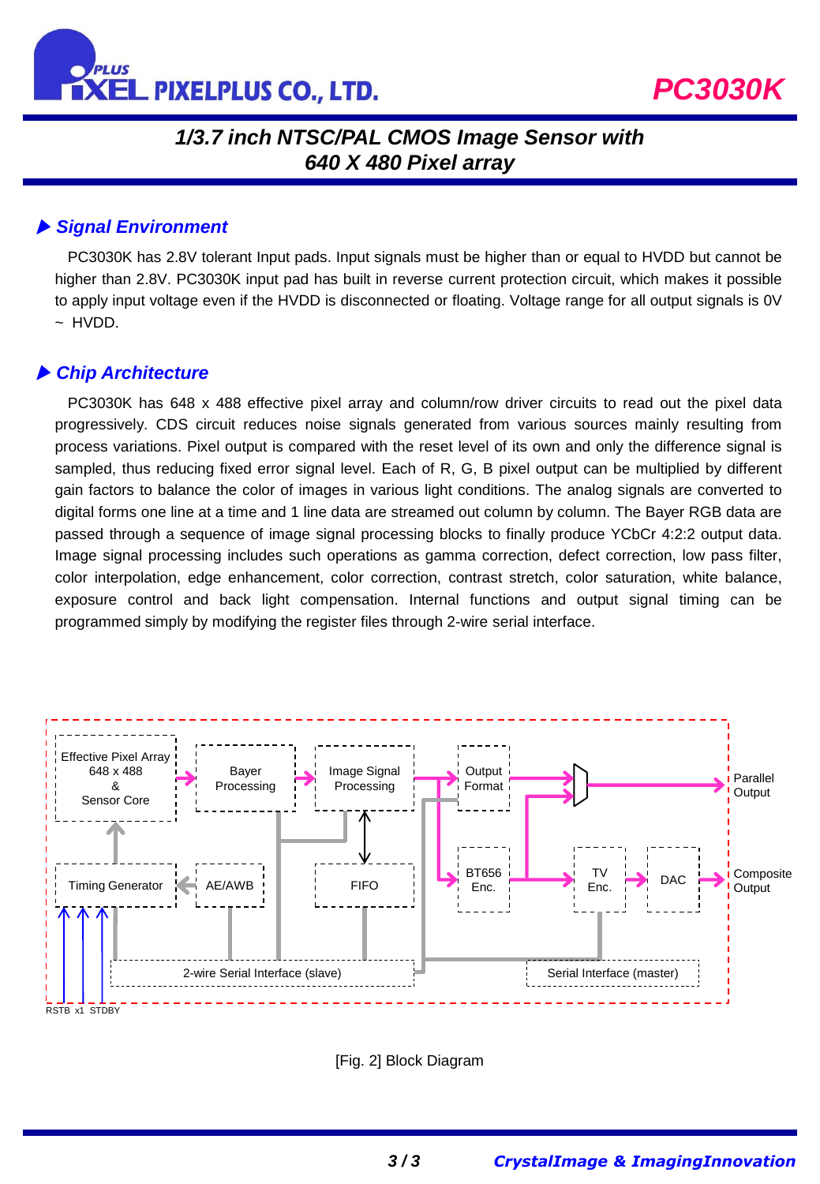## ▶ Signal Environment

PC3030K has 2.8V tolerant Input pads. Input signals must be higher than or equal to HVDD but cannot be higher than 2.8V. PC3030K input pad has built in reverse current protection circuit, which makes it possible to apply input voltage even if the HVDD is disconnected or floating. Voltage range for all output signals is 0V ~ HVDD.

## ▶ Chip Architecture

PC3030K has 648 x 488 effective pixel array and column/row driver circuits to read out the pixel data progressively. CDS circuit reduces noise signals generated from various sources mainly resulting from process variations. Pixel output is compared with the reset level of its own and only the difference signal is sampled, thus reducing fixed error signal level. Each of R, G, B pixel output can be multiplied by different gain factors to balance the color of images in various light conditions. The analog signals are converted to digital forms one line at a time and 1 line data are streamed out column by column. The Bayer RGB data are passed through a sequence of image signal processing blocks to finally produce YCbCr 4:2:2 output data. Image signal processing includes such operations as gamma correction, defect correction, low pass filter, color interpolation, edge enhancement, color correction, contrast stretch, color saturation, white balance, exposure control and back light compensation. Internal functions and output signal timing can be programmed simply by modifying the register files through 2-wire serial interface.

Effective Pixel Array 648 x 488 & Sensor Core
Bayer Processing
Image Signal Processing
Output Format
Parallel Output
BT656 Enc.
TV Enc.
DAC
Composite Output
Timing Generator
AE/AWB
FIFO
2-wire Serial Interface (slave)
Serial Interface (master)
RSTB x1 STDBY

[Fig. 2] Block Diagram